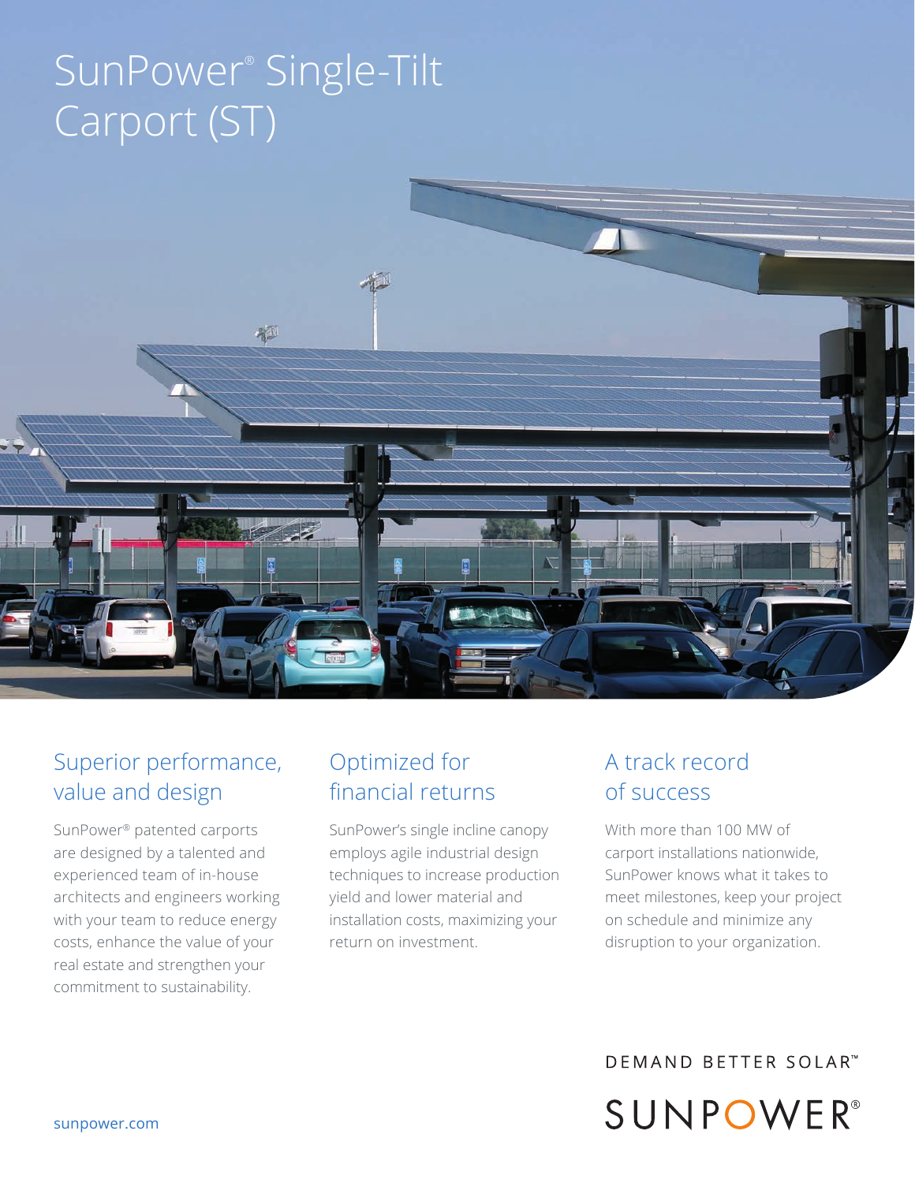# SunPower® Single-Tilt Carport (ST)

## Superior performance, value and design

SunPower® patented carports are designed by a talented and experienced team of in-house architects and engineers working with your team to reduce energy costs, enhance the value of your real estate and strengthen your commitment to sustainability.

## Optimized for financial returns

SunPower's single incline canopy employs agile industrial design techniques to increase production yield and lower material and installation costs, maximizing your return on investment.

## A track record of success

With more than 100 MW of carport installations nationwide, SunPower knows what it takes to meet milestones, keep your project on schedule and minimize any disruption to your organization.

DEMAND BETTER SOLAR™

SUNPOWER®

sunpower.com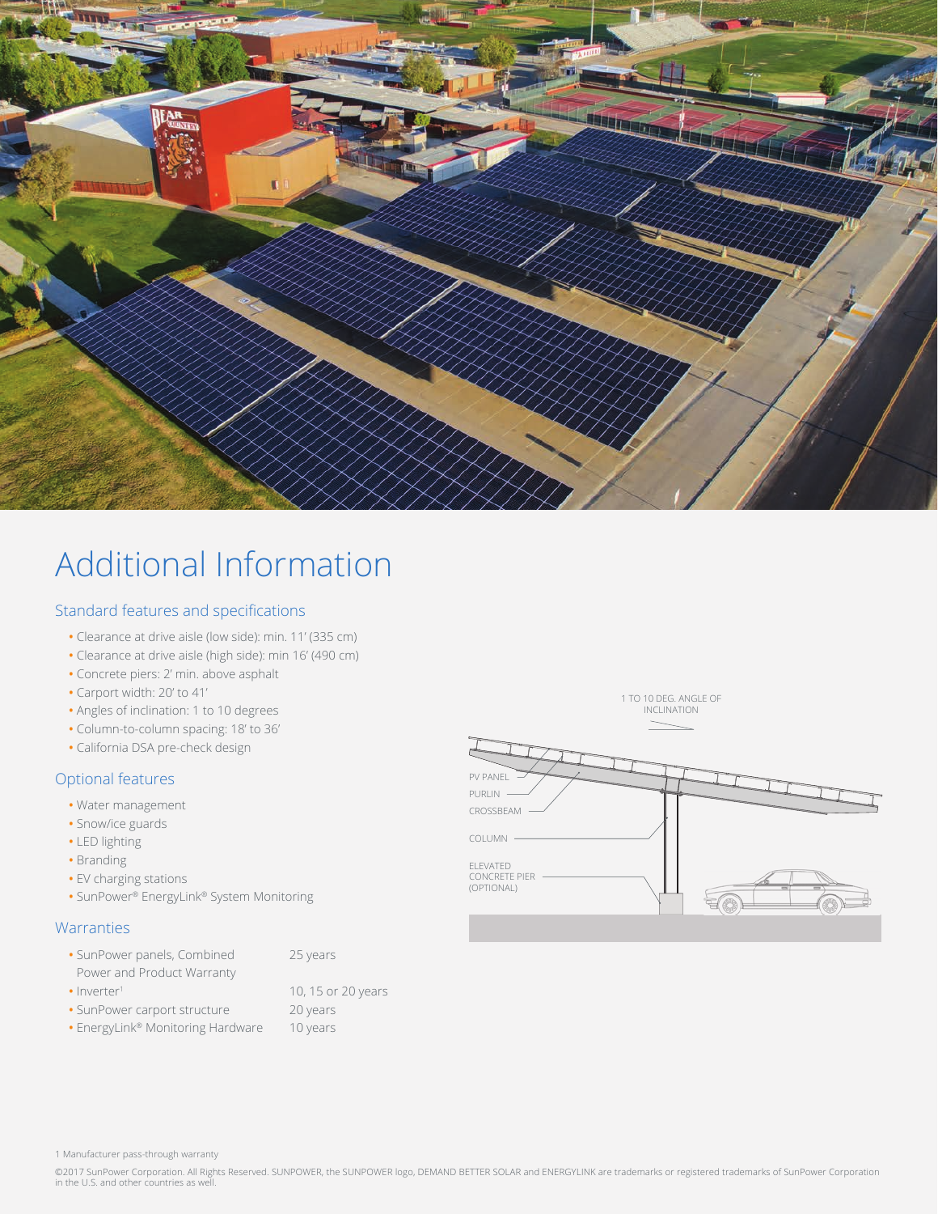# Additional Information

## Standard features and specifications

- Clearance at drive aisle (low side): min. 11’ (335 cm)
- Clearance at drive aisle (high side): min 16’ (490 cm)
- Concrete piers: 2’ min. above asphalt
- Carport width: 20’ to 41’
- Angles of inclination: 1 to 10 degrees
- Column-to-column spacing: 18’ to 36’
- California DSA pre-check design

## Optional features

- Water management
- Snow/ice guards
- LED lighting
- Branding
- EV charging stations
- SunPower® EnergyLink® System Monitoring

## Warranties

| | |
|---|---|
| SunPower panels, Combined Power and Product Warranty | 25 years |
| Inverter[1] | 10, 15 or 20 years |
| SunPower carport structure | 20 years |
| EnergyLink® Monitoring Hardware | 10 years |

1 TO 10 DEG. ANGLE OF INCLINATION

PV PANEL

PURLIN

CROSSBEAM

COLUMN

ELEVATED CONCRETE PIER (OPTIONAL)

1 Manufacturer pass-through warranty

©2017 SunPower Corporation. All Rights Reserved. SUNPOWER, the SUNPOWER logo, DEMAND BETTER SOLAR and ENERGYLINK are trademarks or registered trademarks of SunPower Corporation in the U.S. and other countries as well.